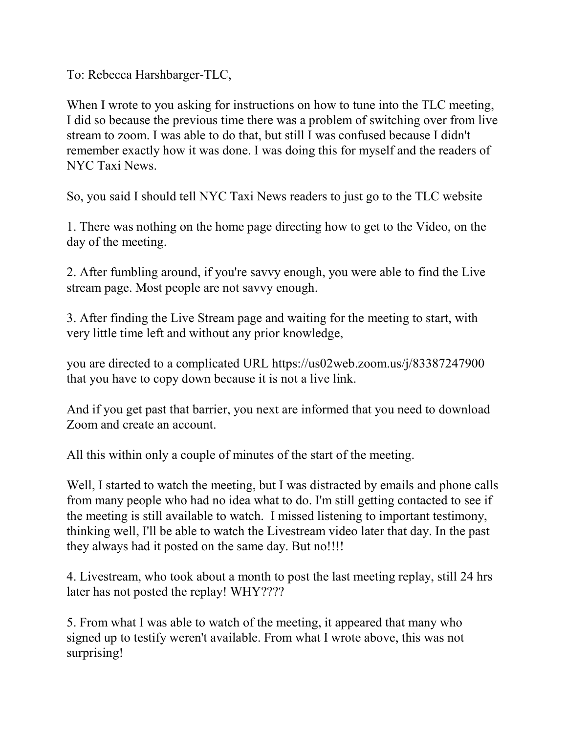To: Rebecca Harshbarger-TLC,

When I wrote to you asking for instructions on how to tune into the TLC meeting, I did so because the previous time there was a problem of switching over from live stream to zoom. I was able to do that, but still I was confused because I didn't remember exactly how it was done. I was doing this for myself and the readers of NYC Taxi News.

So, you said I should tell NYC Taxi News readers to just go to the TLC website

1. There was nothing on the home page directing how to get to the Video, on the day of the meeting.

2. After fumbling around, if you're savvy enough, you were able to find the Live stream page. Most people are not savvy enough.

3. After finding the Live Stream page and waiting for the meeting to start, with very little time left and without any prior knowledge,

you are directed to a complicated URL https://us02web.zoom.us/j/83387247900 that you have to copy down because it is not a live link.

And if you get past that barrier, you next are informed that you need to download Zoom and create an account.

All this within only a couple of minutes of the start of the meeting.

Well, I started to watch the meeting, but I was distracted by emails and phone calls from many people who had no idea what to do. I'm still getting contacted to see if the meeting is still available to watch. I missed listening to important testimony, thinking well, I'll be able to watch the Livestream video later that day. In the past they always had it posted on the same day. But no!!!!

4. Livestream, who took about a month to post the last meeting replay, still 24 hrs later has not posted the replay! WHY????

5. From what I was able to watch of the meeting, it appeared that many who signed up to testify weren't available. From what I wrote above, this was not surprising!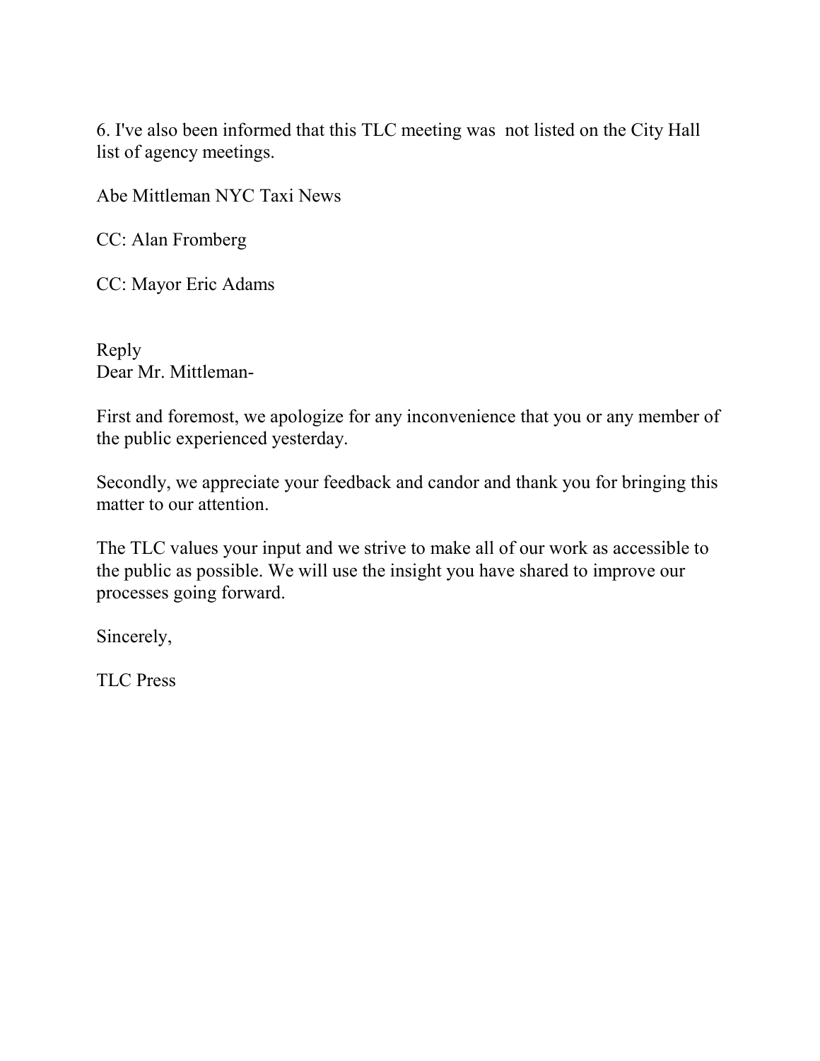6. I've also been informed that this TLC meeting was not listed on the City Hall list of agency meetings.

Abe Mittleman NYC Taxi News

CC: Alan Fromberg

CC: Mayor Eric Adams

Reply
Dear Mr. Mittleman-

First and foremost, we apologize for any inconvenience that you or any member of the public experienced yesterday.

Secondly, we appreciate your feedback and candor and thank you for bringing this matter to our attention.

The TLC values your input and we strive to make all of our work as accessible to the public as possible. We will use the insight you have shared to improve our processes going forward.

Sincerely,

TLC Press